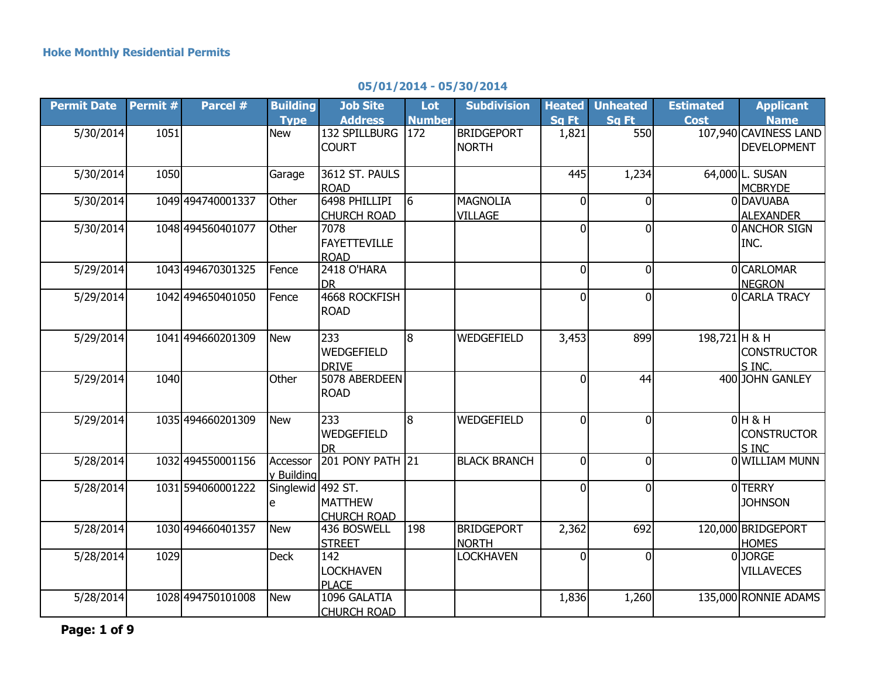**Hoke Monthly Residential Permits**

**05/01/2014 - 05/30/2014**

| Permit Date | Permit # | Parcel # | Building Type | Job Site Address | Lot Number | Subdivision | Heated Sq Ft | Unheated Sq Ft | Estimated Cost | Applicant Name |
|---|---|---|---|---|---|---|---|---|---|---|
| 5/30/2014 | 1051 | | New | 132 SPILLBURG COURT | 172 | BRIDGEPORT NORTH | 1,821 | 550 | 107,940 | CAVINESS LAND DEVELOPMENT |
| 5/30/2014 | 1050 | | Garage | 3612 ST. PAULS ROAD | | | 445 | 1,234 | 64,000 | L. SUSAN MCBRYDE |
| 5/30/2014 | 1049 | 494740001337 | Other | 6498 PHILLIPI CHURCH ROAD | 6 | MAGNOLIA VILLAGE | 0 | 0 | 0 | DAVUABA ALEXANDER |
| 5/30/2014 | 1048 | 494560401077 | Other | 7078 FAYETTEVILLE ROAD | | | 0 | 0 | 0 | ANCHOR SIGN INC. |
| 5/29/2014 | 1043 | 494670301325 | Fence | 2418 O'HARA DR | | | 0 | 0 | 0 | CARLOMAR NEGRON |
| 5/29/2014 | 1042 | 494650401050 | Fence | 4668 ROCKFISH ROAD | | | 0 | 0 | 0 | CARLA TRACY |
| 5/29/2014 | 1041 | 494660201309 | New | 233 WEDGEFIELD DRIVE | 8 | WEDGEFIELD | 3,453 | 899 | 198,721 | H & H CONSTRUCTORS INC. |
| 5/29/2014 | 1040 | | Other | 5078 ABERDEEN ROAD | | | 0 | 44 | 400 | JOHN GANLEY |
| 5/29/2014 | 1035 | 494660201309 | New | 233 WEDGEFIELD DR | 8 | WEDGEFIELD | 0 | 0 | 0 | H & H CONSTRUCTORS INC |
| 5/28/2014 | 1032 | 494550001156 | Accessory Building | 201 PONY PATH | 21 | BLACK BRANCH | 0 | 0 | 0 | WILLIAM MUNN |
| 5/28/2014 | 1031 | 594060001222 | Singlewide | 492 ST. MATTHEW CHURCH ROAD | | | 0 | 0 | 0 | TERRY JOHNSON |
| 5/28/2014 | 1030 | 494660401357 | New | 436 BOSWELL STREET | 198 | BRIDGEPORT NORTH | 2,362 | 692 | 120,000 | BRIDGEPORT HOMES |
| 5/28/2014 | 1029 | | Deck | 142 LOCKHAVEN PLACE | | LOCKHAVEN | 0 | 0 | 0 | JORGE VILLAVECES |
| 5/28/2014 | 1028 | 494750101008 | New | 1096 GALATIA CHURCH ROAD | | | 1,836 | 1,260 | 135,000 | RONNIE ADAMS |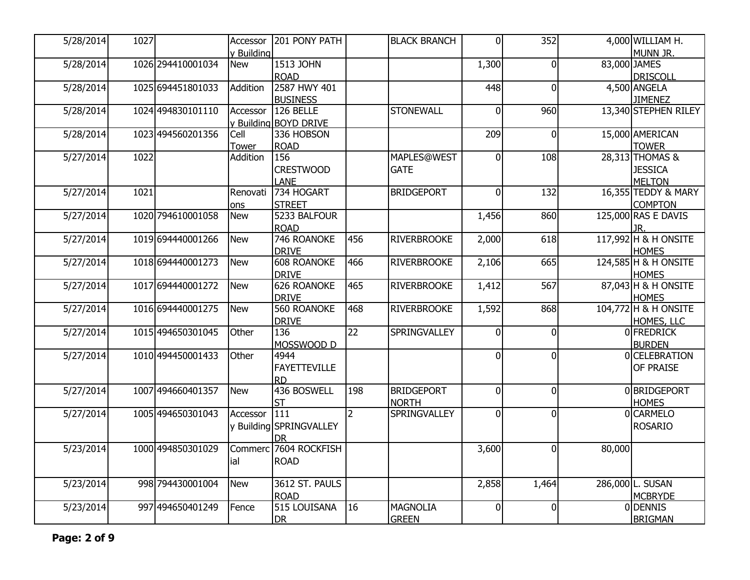| | | | | | | | | | | | |
|---|---|---|---|---|---|---|---|---|---|---|---|
| 5/28/2014 | 1027 | | Accessory Building | 201 PONY PATH | | BLACK BRANCH | 0 | 352 | 4,000 | WILLIAM H. MUNN JR. |
| 5/28/2014 | 1026 | 294410001034 | New | 1513 JOHN ROAD | | | 1,300 | 0 | 83,000 | JAMES DRISCOLL |
| 5/28/2014 | 1025 | 694451801033 | Addition | 2587 HWY 401 BUSINESS | | | 448 | 0 | 4,500 | ANGELA JIMENEZ |
| 5/28/2014 | 1024 | 494830101110 | Accessory Building | 126 BELLE BOYD DRIVE | | STONEWALL | 0 | 960 | 13,340 | STEPHEN RILEY |
| 5/28/2014 | 1023 | 494560201356 | Cell Tower | 336 HOBSON ROAD | | | 209 | 0 | 15,000 | AMERICAN TOWER |
| 5/27/2014 | 1022 | | Addition | 156 CRESTWOOD LANE | | MAPLES@WESTGATE | 0 | 108 | 28,313 | THOMAS & JESSICA MELTON |
| 5/27/2014 | 1021 | | Renovations | 734 HOGART STREET | | BRIDGEPORT | 0 | 132 | 16,355 | TEDDY & MARY COMPTON |
| 5/27/2014 | 1020 | 794610001058 | New | 5233 BALFOUR ROAD | | | 1,456 | 860 | 125,000 | RAS E DAVIS JR. |
| 5/27/2014 | 1019 | 694440001266 | New | 746 ROANOKE DRIVE | 456 | RIVERBROOKE | 2,000 | 618 | 117,992 | H & H ONSITE HOMES |
| 5/27/2014 | 1018 | 694440001273 | New | 608 ROANOKE DRIVE | 466 | RIVERBROOKE | 2,106 | 665 | 124,585 | H & H ONSITE HOMES |
| 5/27/2014 | 1017 | 694440001272 | New | 626 ROANOKE DRIVE | 465 | RIVERBROOKE | 1,412 | 567 | 87,043 | H & H ONSITE HOMES |
| 5/27/2014 | 1016 | 694440001275 | New | 560 ROANOKE DRIVE | 468 | RIVERBROOKE | 1,592 | 868 | 104,772 | H & H ONSITE HOMES, LLC |
| 5/27/2014 | 1015 | 494650301045 | Other | 136 MOSSWOOD D | 22 | SPRINGVALLEY | 0 | 0 | 0 | FREDRICK BURDEN |
| 5/27/2014 | 1010 | 494450001433 | Other | 4944 FAYETTEVILLE RD | | | 0 | 0 | 0 | CELEBRATION OF PRAISE |
| 5/27/2014 | 1007 | 494660401357 | New | 436 BOSWELL ST | 198 | BRIDGEPORT NORTH | 0 | 0 | 0 | BRIDGEPORT HOMES |
| 5/27/2014 | 1005 | 494650301043 | Accessory Building | 111 SPRINGVALLEY DR | 2 | SPRINGVALLEY | 0 | 0 | 0 | CARMELO ROSARIO |
| 5/23/2014 | 1000 | 494850301029 | Commercial | 7604 ROCKFISH ROAD | | | 3,600 | 0 | 80,000 | |
| 5/23/2014 | 998 | 794430001004 | New | 3612 ST. PAULS ROAD | | | 2,858 | 1,464 | 286,000 | L. SUSAN MCBRYDE |
| 5/23/2014 | 997 | 494650401249 | Fence | 515 LOUISANA DR | 16 | MAGNOLIA GREEN | 0 | 0 | 0 | DENNIS BRIGMAN |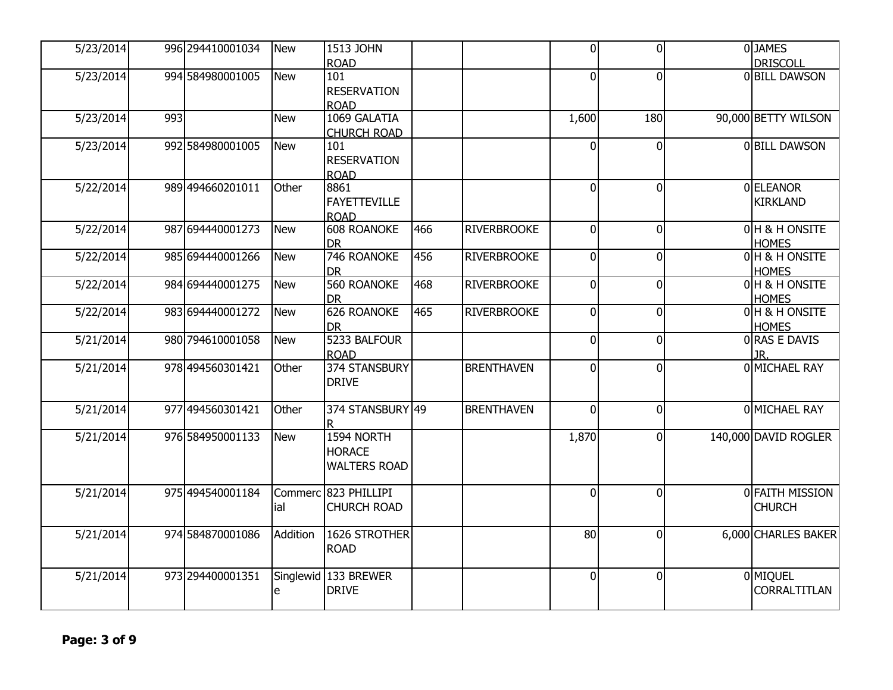| | | | | | | | | | | |
|---|---|---|---|---|---|---|---|---|---|---|
| 5/23/2014 | 996 | 294410001034 | New | 1513 JOHN ROAD | | | 0 | 0 | 0 | JAMES DRISCOLL |
| 5/23/2014 | 994 | 584980001005 | New | 101 RESERVATION ROAD | | | 0 | 0 | 0 | BILL DAWSON |
| 5/23/2014 | 993 | | New | 1069 GALATIA CHURCH ROAD | | | 1,600 | 180 | 90,000 | BETTY WILSON |
| 5/23/2014 | 992 | 584980001005 | New | 101 RESERVATION ROAD | | | 0 | 0 | 0 | BILL DAWSON |
| 5/22/2014 | 989 | 494660201011 | Other | 8861 FAYETTEVILLE ROAD | | | 0 | 0 | 0 | ELEANOR KIRKLAND |
| 5/22/2014 | 987 | 694440001273 | New | 608 ROANOKE DR | 466 | RIVERBROOKE | 0 | 0 | 0 | H & H ONSITE HOMES |
| 5/22/2014 | 985 | 694440001266 | New | 746 ROANOKE DR | 456 | RIVERBROOKE | 0 | 0 | 0 | H & H ONSITE HOMES |
| 5/22/2014 | 984 | 694440001275 | New | 560 ROANOKE DR | 468 | RIVERBROOKE | 0 | 0 | 0 | H & H ONSITE HOMES |
| 5/22/2014 | 983 | 694440001272 | New | 626 ROANOKE DR | 465 | RIVERBROOKE | 0 | 0 | 0 | H & H ONSITE HOMES |
| 5/21/2014 | 980 | 794610001058 | New | 5233 BALFOUR ROAD | | | 0 | 0 | 0 | RAS E DAVIS JR. |
| 5/21/2014 | 978 | 494560301421 | Other | 374 STANSBURY DRIVE | | BRENTHAVEN | 0 | 0 | 0 | MICHAEL RAY |
| 5/21/2014 | 977 | 494560301421 | Other | 374 STANSBURY R | 49 | BRENTHAVEN | 0 | 0 | 0 | MICHAEL RAY |
| 5/21/2014 | 976 | 584950001133 | New | 1594 NORTH HORACE WALTERS ROAD | | | 1,870 | 0 | 140,000 | DAVID ROGLER |
| 5/21/2014 | 975 | 494540001184 | Commercial | 823 PHILLIPI CHURCH ROAD | | | 0 | 0 | 0 | FAITH MISSION CHURCH |
| 5/21/2014 | 974 | 584870001086 | Addition | 1626 STROTHER ROAD | | | 80 | 0 | 6,000 | CHARLES BAKER |
| 5/21/2014 | 973 | 294400001351 | Singlewide | 133 BREWER DRIVE | | | 0 | 0 | 0 | MIQUEL CORRALTITLAN |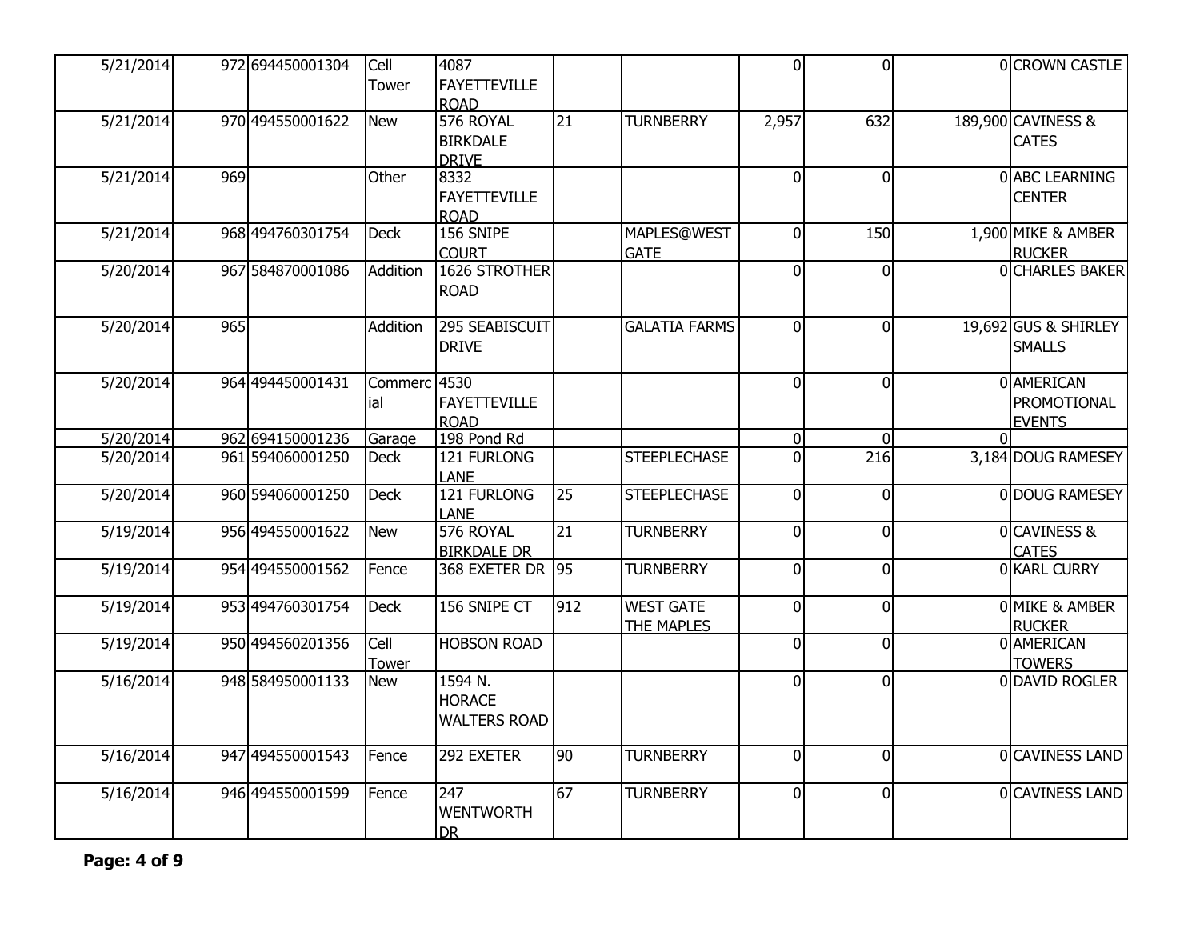| | | | | | | | | | | |
|---|---|---|---|---|---|---|---|---|---|---|
| 5/21/2014 | 972 | 694450001304 | Cell Tower | 4087 FAYETTEVILLE ROAD | | | 0 | 0 | 0 | CROWN CASTLE |
| 5/21/2014 | 970 | 494550001622 | New | 576 ROYAL BIRKDALE DRIVE | 21 | TURNBERRY | 2,957 | 632 | 189,900 | CAVINESS & CATES |
| 5/21/2014 | 969 | | Other | 8332 FAYETTEVILLE ROAD | | | 0 | 0 | 0 | ABC LEARNING CENTER |
| 5/21/2014 | 968 | 494760301754 | Deck | 156 SNIPE COURT | | MAPLES@WEST GATE | 0 | 150 | 1,900 | MIKE & AMBER RUCKER |
| 5/20/2014 | 967 | 584870001086 | Addition | 1626 STROTHER ROAD | | | 0 | 0 | 0 | CHARLES BAKER |
| 5/20/2014 | 965 | | Addition | 295 SEABISCUIT DRIVE | | GALATIA FARMS | 0 | 0 | 19,692 | GUS & SHIRLEY SMALLS |
| 5/20/2014 | 964 | 494450001431 | Commercial | 4530 FAYETTEVILLE ROAD | | | 0 | 0 | 0 | AMERICAN PROMOTIONAL EVENTS |
| 5/20/2014 | 962 | 694150001236 | Garage | 198 Pond Rd | | | 0 | 0 | 0 | |
| 5/20/2014 | 961 | 594060001250 | Deck | 121 FURLONG LANE | | STEEPLECHASE | 0 | 216 | 3,184 | DOUG RAMESEY |
| 5/20/2014 | 960 | 594060001250 | Deck | 121 FURLONG LANE | 25 | STEEPLECHASE | 0 | 0 | 0 | DOUG RAMESEY |
| 5/19/2014 | 956 | 494550001622 | New | 576 ROYAL BIRKDALE DR | 21 | TURNBERRY | 0 | 0 | 0 | CAVINESS & CATES |
| 5/19/2014 | 954 | 494550001562 | Fence | 368 EXETER DR | 95 | TURNBERRY | 0 | 0 | 0 | KARL CURRY |
| 5/19/2014 | 953 | 494760301754 | Deck | 156 SNIPE CT | 912 | WEST GATE THE MAPLES | 0 | 0 | 0 | MIKE & AMBER RUCKER |
| 5/19/2014 | 950 | 494560201356 | Cell Tower | HOBSON ROAD | | | 0 | 0 | 0 | AMERICAN TOWERS |
| 5/16/2014 | 948 | 584950001133 | New | 1594 N. HORACE WALTERS ROAD | | | 0 | 0 | 0 | DAVID ROGLER |
| 5/16/2014 | 947 | 494550001543 | Fence | 292 EXETER | 90 | TURNBERRY | 0 | 0 | 0 | CAVINESS LAND |
| 5/16/2014 | 946 | 494550001599 | Fence | 247 WENTWORTH DR | 67 | TURNBERRY | 0 | 0 | 0 | CAVINESS LAND |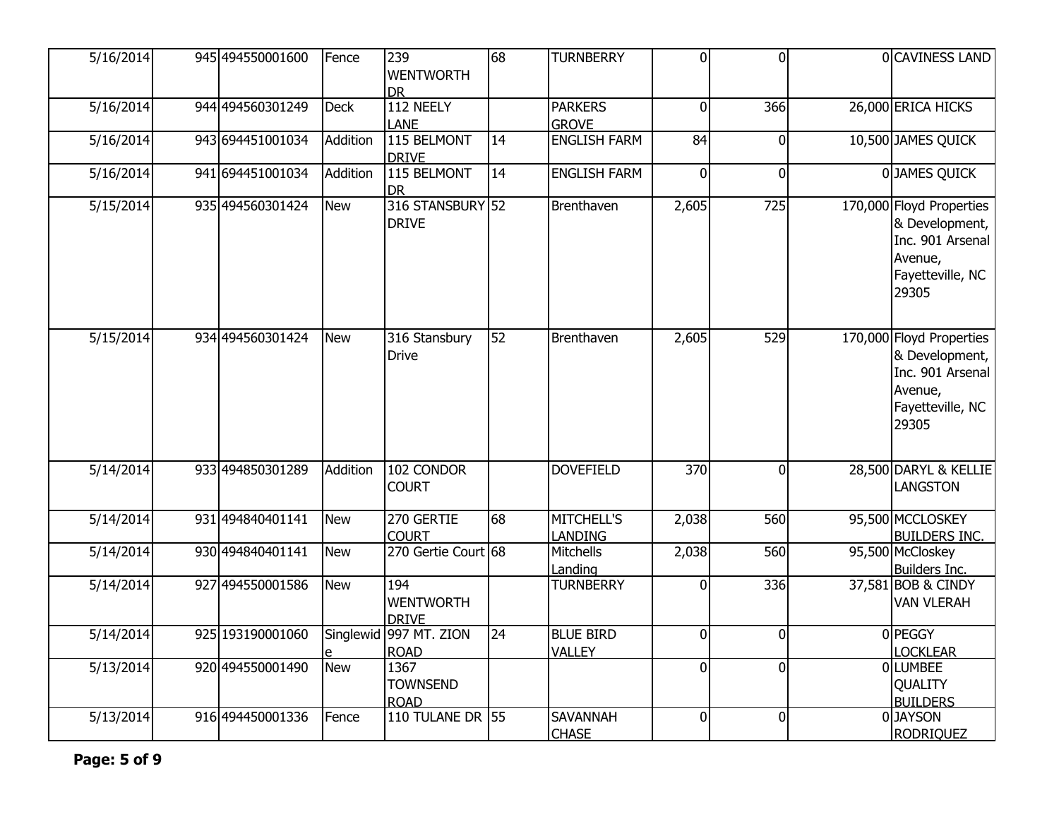| | | | | | | | | | | |
|---|---|---|---|---|---|---|---|---|---|---|
| 5/16/2014 | 945 | 494550001600 | Fence | 239 WENTWORTH DR | 68 | TURNBERRY | 0 | 0 | 0 | CAVINESS LAND |
| 5/16/2014 | 944 | 494560301249 | Deck | 112 NEELY LANE | | PARKERS GROVE | 0 | 366 | 26,000 | ERICA HICKS |
| 5/16/2014 | 943 | 694451001034 | Addition | 115 BELMONT DRIVE | 14 | ENGLISH FARM | 84 | 0 | 10,500 | JAMES QUICK |
| 5/16/2014 | 941 | 694451001034 | Addition | 115 BELMONT DR | 14 | ENGLISH FARM | 0 | 0 | 0 | JAMES QUICK |
| 5/15/2014 | 935 | 494560301424 | New | 316 STANSBURY DRIVE | 52 | Brenthaven | 2,605 | 725 | 170,000 | Floyd Properties & Development, Inc. 901 Arsenal Avenue, Fayetteville, NC 29305 |
| 5/15/2014 | 934 | 494560301424 | New | 316 Stansbury Drive | 52 | Brenthaven | 2,605 | 529 | 170,000 | Floyd Properties & Development, Inc. 901 Arsenal Avenue, Fayetteville, NC 29305 |
| 5/14/2014 | 933 | 494850301289 | Addition | 102 CONDOR COURT | | DOVEFIELD | 370 | 0 | 28,500 | DARYL & KELLIE LANGSTON |
| 5/14/2014 | 931 | 494840401141 | New | 270 GERTIE COURT | 68 | MITCHELL'S LANDING | 2,038 | 560 | 95,500 | MCCLOSKEY BUILDERS INC. |
| 5/14/2014 | 930 | 494840401141 | New | 270 Gertie Court | 68 | Mitchells Landing | 2,038 | 560 | 95,500 | McCloskey Builders Inc. |
| 5/14/2014 | 927 | 494550001586 | New | 194 WENTWORTH DRIVE | | TURNBERRY | 0 | 336 | 37,581 | BOB & CINDY VAN VLERAH |
| 5/14/2014 | 925 | 193190001060 | Singlewide | 997 MT. ZION ROAD | 24 | BLUE BIRD VALLEY | 0 | 0 | 0 | PEGGY LOCKLEAR |
| 5/13/2014 | 920 | 494550001490 | New | 1367 TOWNSEND ROAD | | | 0 | 0 | 0 | LUMBEE QUALITY BUILDERS |
| 5/13/2014 | 916 | 494450001336 | Fence | 110 TULANE DR | 55 | SAVANNAH CHASE | 0 | 0 | 0 | JAYSON RODRIQUEZ |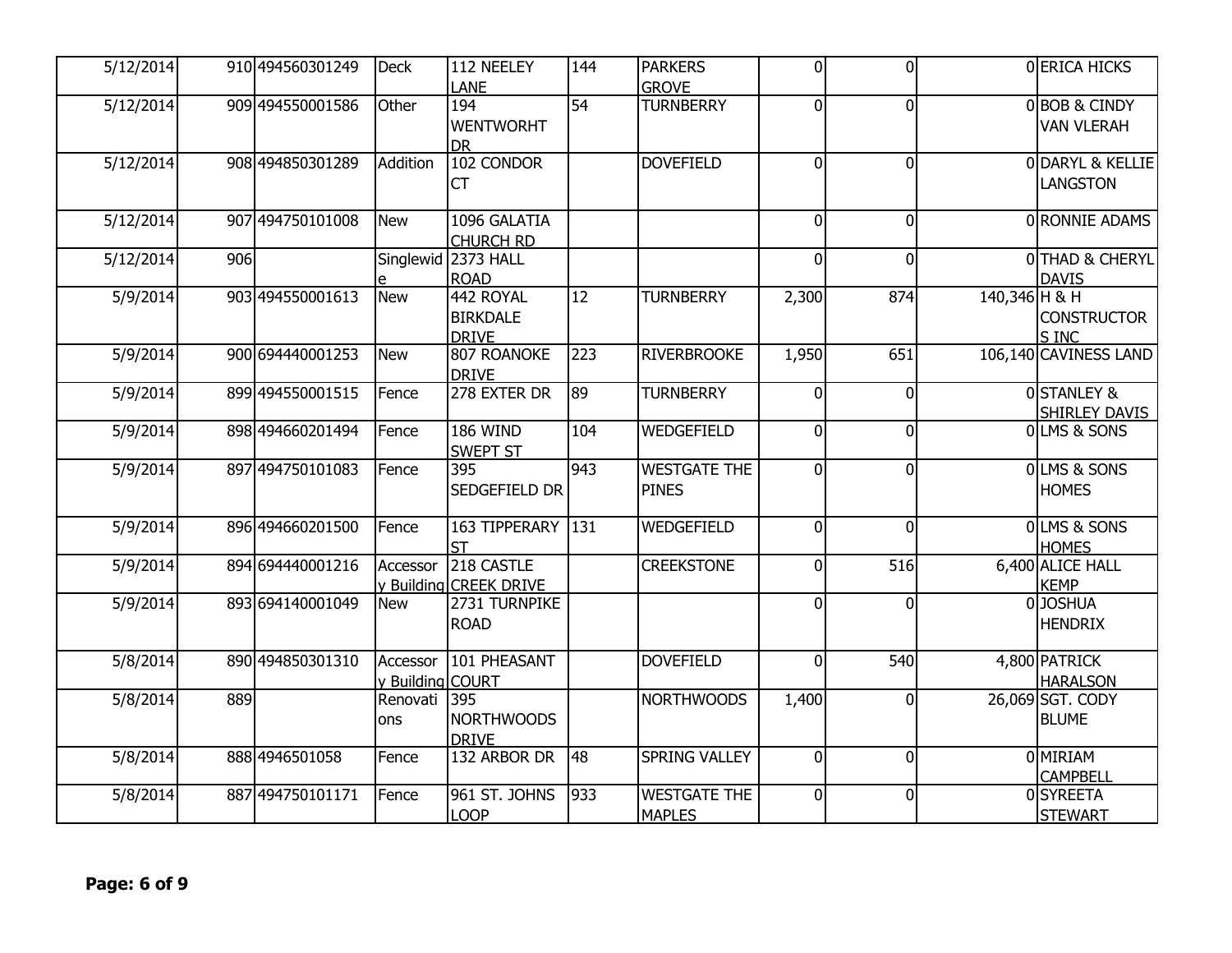| | | | | | | | | | | |
|---|---|---|---|---|---|---|---|---|---|---|
| 5/12/2014 | 910 | 494560301249 | Deck | 112 NEELEY LANE | 144 | PARKERS GROVE | 0 | 0 | 0 | ERICA HICKS |
| 5/12/2014 | 909 | 494550001586 | Other | 194 WENTWORHT DR | 54 | TURNBERRY | 0 | 0 | 0 | BOB & CINDY VAN VLERAH |
| 5/12/2014 | 908 | 494850301289 | Addition | 102 CONDOR CT | | DOVEFIELD | 0 | 0 | 0 | DARYL & KELLIE LANGSTON |
| 5/12/2014 | 907 | 494750101008 | New | 1096 GALATIA CHURCH RD | | | 0 | 0 | 0 | RONNIE ADAMS |
| 5/12/2014 | 906 | | Singlewide | 2373 HALL ROAD | | | 0 | 0 | 0 | THAD & CHERYL DAVIS |
| 5/9/2014 | 903 | 494550001613 | New | 442 ROYAL BIRKDALE DRIVE | 12 | TURNBERRY | 2,300 | 874 | 140,346 | H & H CONSTRUCTORS INC |
| 5/9/2014 | 900 | 694440001253 | New | 807 ROANOKE DRIVE | 223 | RIVERBROOKE | 1,950 | 651 | 106,140 | CAVINESS LAND |
| 5/9/2014 | 899 | 494550001515 | Fence | 278 EXTER DR | 89 | TURNBERRY | 0 | 0 | 0 | STANLEY & SHIRLEY DAVIS |
| 5/9/2014 | 898 | 494660201494 | Fence | 186 WIND SWEPT ST | 104 | WEDGEFIELD | 0 | 0 | 0 | LMS & SONS |
| 5/9/2014 | 897 | 494750101083 | Fence | 395 SEDGEFIELD DR | 943 | WESTGATE THE PINES | 0 | 0 | 0 | LMS & SONS HOMES |
| 5/9/2014 | 896 | 494660201500 | Fence | 163 TIPPERARY ST | 131 | WEDGEFIELD | 0 | 0 | 0 | LMS & SONS HOMES |
| 5/9/2014 | 894 | 694440001216 | Accessory Building | 218 CASTLE CREEK DRIVE | | CREEKSTONE | 0 | 516 | 6,400 | ALICE HALL KEMP |
| 5/9/2014 | 893 | 694140001049 | New | 2731 TURNPIKE ROAD | | | 0 | 0 | 0 | JOSHUA HENDRIX |
| 5/8/2014 | 890 | 494850301310 | Accessory Building | 101 PHEASANT COURT | | DOVEFIELD | 0 | 540 | 4,800 | PATRICK HARALSON |
| 5/8/2014 | 889 | | Renovations | 395 NORTHWOODS DRIVE | | NORTHWOODS | 1,400 | 0 | 26,069 | SGT. CODY BLUME |
| 5/8/2014 | 888 | 4946501058 | Fence | 132 ARBOR DR | 48 | SPRING VALLEY | 0 | 0 | 0 | MIRIAM CAMPBELL |
| 5/8/2014 | 887 | 494750101171 | Fence | 961 ST. JOHNS LOOP | 933 | WESTGATE THE MAPLES | 0 | 0 | 0 | SYREETA STEWART |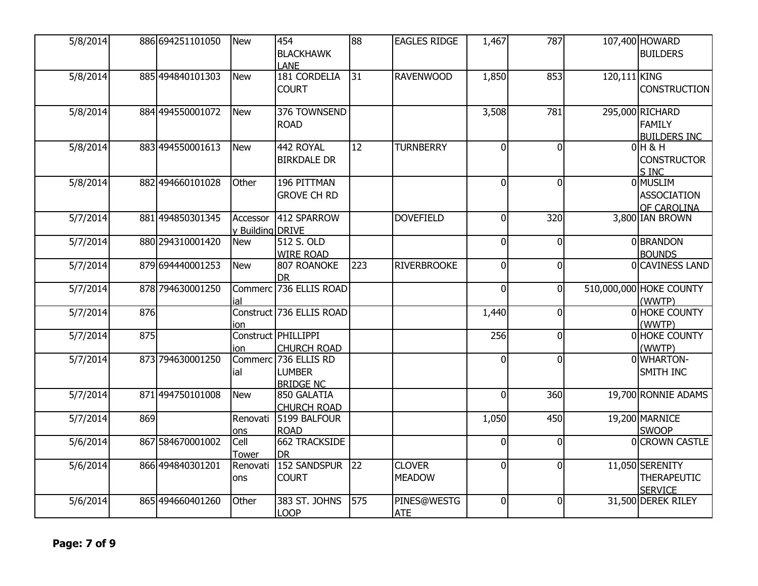| | | | | | | | | | | |
|---|---|---|---|---|---|---|---|---|---|---|
| 5/8/2014 | 886 | 694251101050 | New | 454 BLACKHAWK LANE | 88 | EAGLES RIDGE | 1,467 | 787 | 107,400 | HOWARD BUILDERS |
| 5/8/2014 | 885 | 494840101303 | New | 181 CORDELIA COURT | 31 | RAVENWOOD | 1,850 | 853 | 120,111 | KING CONSTRUCTION |
| 5/8/2014 | 884 | 494550001072 | New | 376 TOWNSEND ROAD | | | 3,508 | 781 | 295,000 | RICHARD FAMILY BUILDERS INC |
| 5/8/2014 | 883 | 494550001613 | New | 442 ROYAL BIRKDALE DR | 12 | TURNBERRY | 0 | 0 | 0 | H & H CONSTRUCTORS INC |
| 5/8/2014 | 882 | 494660101028 | Other | 196 PITTMAN GROVE CH RD | | | 0 | 0 | 0 | MUSLIM ASSOCIATION OF CAROLINA |
| 5/7/2014 | 881 | 494850301345 | Accessory Building | 412 SPARROW DRIVE | | DOVEFIELD | 0 | 320 | 3,800 | IAN BROWN |
| 5/7/2014 | 880 | 294310001420 | New | 512 S. OLD WIRE ROAD | | | 0 | 0 | 0 | BRANDON BOUNDS |
| 5/7/2014 | 879 | 694440001253 | New | 807 ROANOKE DR | 223 | RIVERBROOKE | 0 | 0 | 0 | CAVINESS LAND |
| 5/7/2014 | 878 | 794630001250 | Commercial | 736 ELLIS ROAD | | | 0 | 0 | 510,000,000 | HOKE COUNTY (WWTP) |
| 5/7/2014 | 876 | | Construction | 736 ELLIS ROAD | | | 1,440 | 0 | 0 | HOKE COUNTY (WWTP) |
| 5/7/2014 | 875 | | Construction | PHILLIPPI CHURCH ROAD | | | 256 | 0 | 0 | HOKE COUNTY (WWTP) |
| 5/7/2014 | 873 | 794630001250 | Commercial | 736 ELLIS RD LUMBER BRIDGE NC | | | 0 | 0 | 0 | WHARTON-SMITH INC |
| 5/7/2014 | 871 | 494750101008 | New | 850 GALATIA CHURCH ROAD | | | 0 | 360 | 19,700 | RONNIE ADAMS |
| 5/7/2014 | 869 | | Renovations | 5199 BALFOUR ROAD | | | 1,050 | 450 | 19,200 | MARNICE SWOOP |
| 5/6/2014 | 867 | 584670001002 | Cell Tower | 662 TRACKSIDE DR | | | 0 | 0 | 0 | CROWN CASTLE |
| 5/6/2014 | 866 | 494840301201 | Renovations | 152 SANDSPUR COURT | 22 | CLOVER MEADOW | 0 | 0 | 11,050 | SERENITY THERAPEUTIC SERVICE |
| 5/6/2014 | 865 | 494660401260 | Other | 383 ST. JOHNS LOOP | 575 | PINES@WESTGATE | 0 | 0 | 31,500 | DEREK RILEY |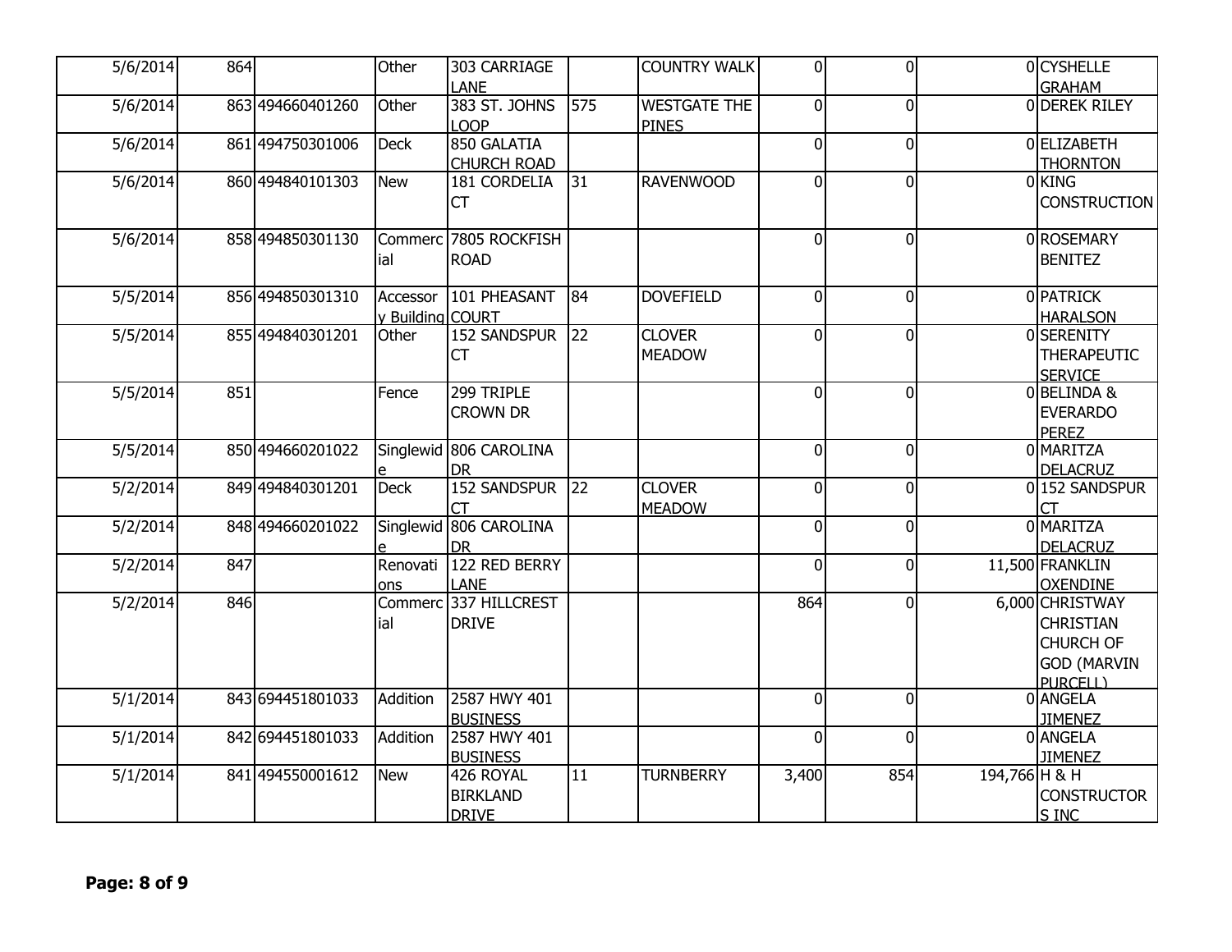| | | | | | | | | | | |
|---|---|---|---|---|---|---|---|---|---|---|
| 5/6/2014 | 864 | | Other | 303 CARRIAGE LANE | | COUNTRY WALK | 0 | 0 | 0 | CYSHELLE GRAHAM |
| 5/6/2014 | 863 | 494660401260 | Other | 383 ST. JOHNS LOOP | 575 | WESTGATE THE PINES | 0 | 0 | 0 | DEREK RILEY |
| 5/6/2014 | 861 | 494750301006 | Deck | 850 GALATIA CHURCH ROAD | | | 0 | 0 | 0 | ELIZABETH THORNTON |
| 5/6/2014 | 860 | 494840101303 | New | 181 CORDELIA CT | 31 | RAVENWOOD | 0 | 0 | 0 | KING CONSTRUCTION |
| 5/6/2014 | 858 | 494850301130 | Commercial | 7805 ROCKFISH ROAD | | | 0 | 0 | 0 | ROSEMARY BENITEZ |
| 5/5/2014 | 856 | 494850301310 | Accessory Building | 101 PHEASANT COURT | 84 | DOVEFIELD | 0 | 0 | 0 | PATRICK HARALSON |
| 5/5/2014 | 855 | 494840301201 | Other | 152 SANDSPUR CT | 22 | CLOVER MEADOW | 0 | 0 | 0 | SERENITY THERAPEUTIC SERVICE |
| 5/5/2014 | 851 | | Fence | 299 TRIPLE CROWN DR | | | 0 | 0 | 0 | BELINDA & EVERARDO PEREZ |
| 5/5/2014 | 850 | 494660201022 | Singlewide | 806 CAROLINA DR | | | 0 | 0 | 0 | MARITZA DELACRUZ |
| 5/2/2014 | 849 | 494840301201 | Deck | 152 SANDSPUR CT | 22 | CLOVER MEADOW | 0 | 0 | 0 | 152 SANDSPUR CT |
| 5/2/2014 | 848 | 494660201022 | Singlewide | 806 CAROLINA DR | | | 0 | 0 | 0 | MARITZA DELACRUZ |
| 5/2/2014 | 847 | | Renovations | 122 RED BERRY LANE | | | 0 | 0 | 11,500 | FRANKLIN OXENDINE |
| 5/2/2014 | 846 | | Commercial | 337 HILLCREST DRIVE | | | 864 | 0 | 6,000 | CHRISTWAY CHRISTIAN CHURCH OF GOD (MARVIN PURCELL) |
| 5/1/2014 | 843 | 694451801033 | Addition | 2587 HWY 401 BUSINESS | | | 0 | 0 | 0 | ANGELA JIMENEZ |
| 5/1/2014 | 842 | 694451801033 | Addition | 2587 HWY 401 BUSINESS | | | 0 | 0 | 0 | ANGELA JIMENEZ |
| 5/1/2014 | 841 | 494550001612 | New | 426 ROYAL BIRKLAND DRIVE | 11 | TURNBERRY | 3,400 | 854 | 194,766 | H & H CONSTRUCTORS INC |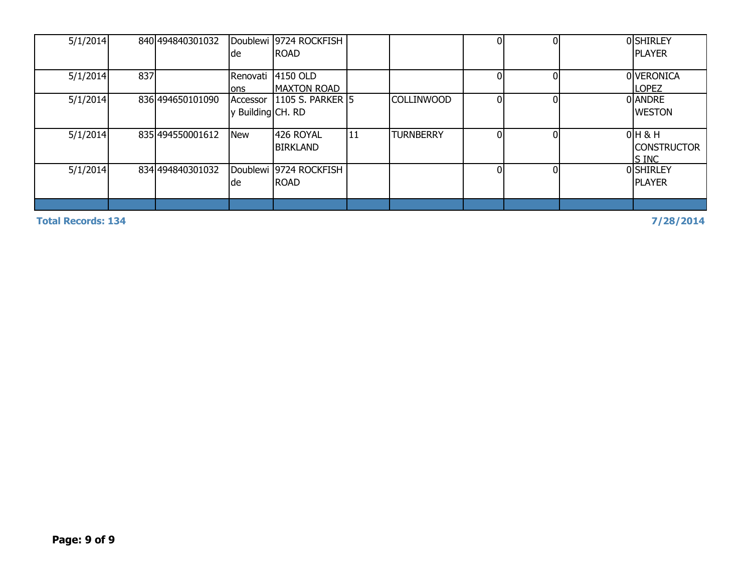| | | | | | | | | | | |
|---|---|---|---|---|---|---|---|---|---|---|
| 5/1/2014 | 840 | 494840301032 | Doublewide | 9724 ROCKFISH ROAD | | | 0 | 0 | 0 | SHIRLEY PLAYER |
| 5/1/2014 | 837 | | Renovations | 4150 OLD MAXTON ROAD | | | 0 | 0 | 0 | VERONICA LOPEZ |
| 5/1/2014 | 836 | 494650101090 | Accessory Building | 1105 S. PARKER CH. RD | 5 | COLLINWOOD | 0 | 0 | 0 | ANDRE WESTON |
| 5/1/2014 | 835 | 494550001612 | New | 426 ROYAL BIRKLAND | 11 | TURNBERRY | 0 | 0 | 0 | H & H CONSTRUCTORS INC |
| 5/1/2014 | 834 | 494840301032 | Doublewide | 9724 ROCKFISH ROAD | | | 0 | 0 | 0 | SHIRLEY PLAYER |

**Total Records: 134**

**7/28/2014**